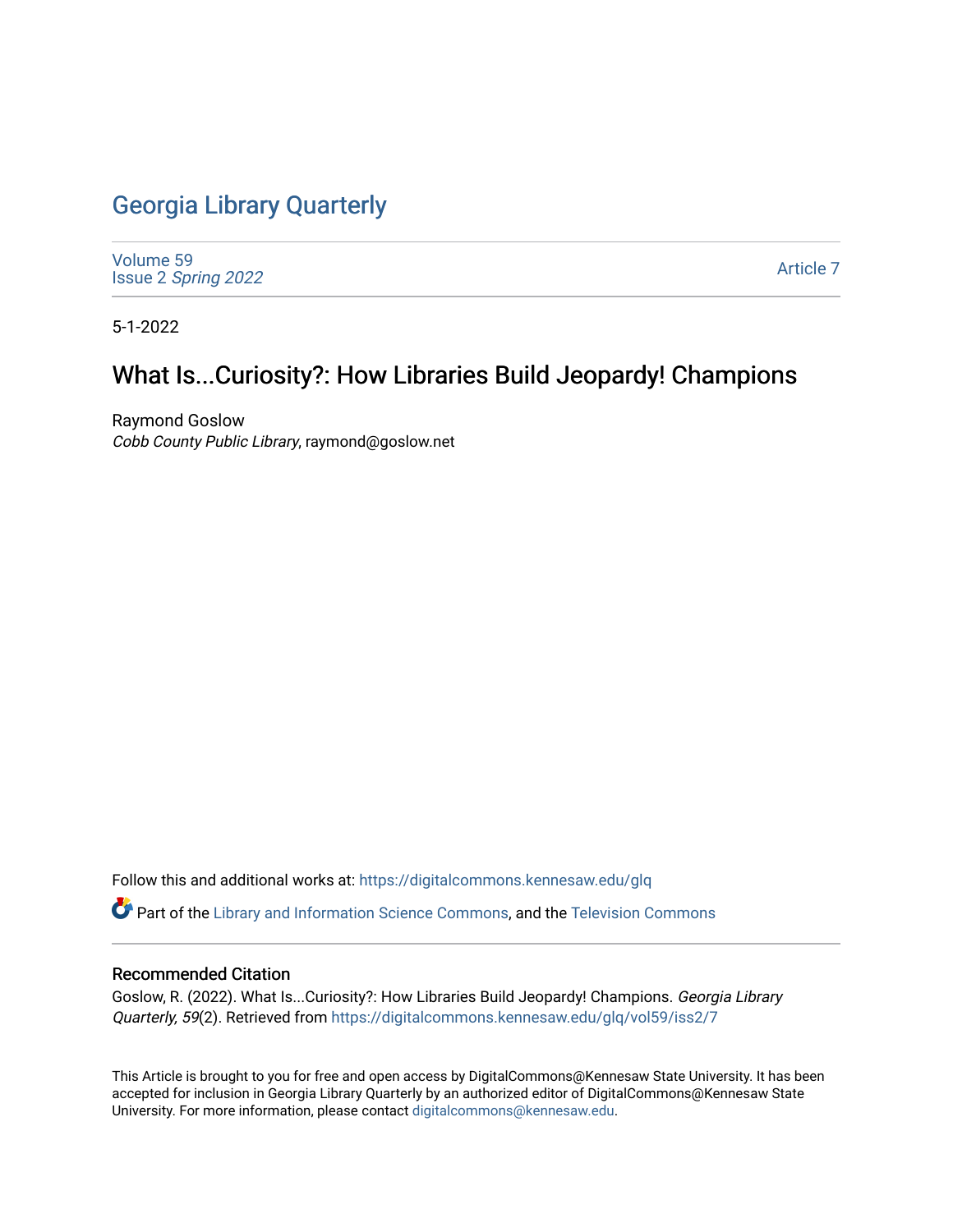# Georgia Library Quarterly

Volume 59
Issue 2 *Spring 2022*

Article 7

5-1-2022

## What Is...Curiosity?: How Libraries Build Jeopardy! Champions

Raymond Goslow
*Cobb County Public Library*, raymond@goslow.net

Follow this and additional works at: https://digitalcommons.kennesaw.edu/glq

Part of the Library and Information Science Commons, and the Television Commons

### Recommended Citation

Goslow, R. (2022). What Is...Curiosity?: How Libraries Build Jeopardy! Champions. *Georgia Library Quarterly, 59*(2). Retrieved from https://digitalcommons.kennesaw.edu/glq/vol59/iss2/7

This Article is brought to you for free and open access by DigitalCommons@Kennesaw State University. It has been accepted for inclusion in Georgia Library Quarterly by an authorized editor of DigitalCommons@Kennesaw State University. For more information, please contact digitalcommons@kennesaw.edu.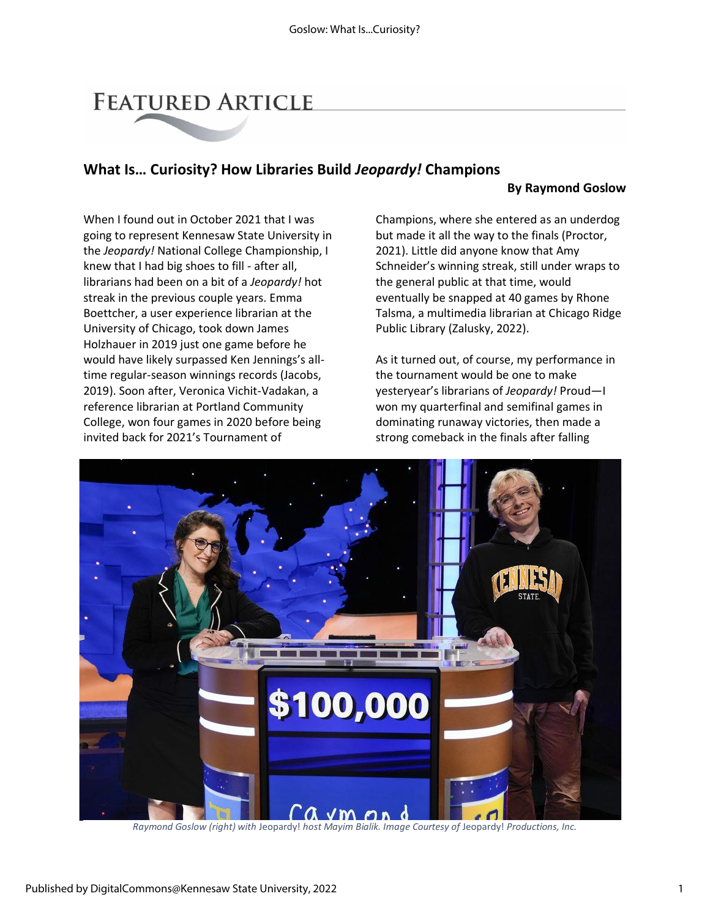# FEATURED ARTICLE

## What Is… Curiosity? How Libraries Build *Jeopardy!* Champions

**By Raymond Goslow**

When I found out in October 2021 that I was going to represent Kennesaw State University in the *Jeopardy!* National College Championship, I knew that I had big shoes to fill - after all, librarians had been on a bit of a *Jeopardy!* hot streak in the previous couple years. Emma Boettcher, a user experience librarian at the University of Chicago, took down James Holzhauer in 2019 just one game before he would have likely surpassed Ken Jennings's all-time regular-season winnings records (Jacobs, 2019). Soon after, Veronica Vichit-Vadakan, a reference librarian at Portland Community College, won four games in 2020 before being invited back for 2021's Tournament of Champions, where she entered as an underdog but made it all the way to the finals (Proctor, 2021). Little did anyone know that Amy Schneider's winning streak, still under wraps to the general public at that time, would eventually be snapped at 40 games by Rhone Talsma, a multimedia librarian at Chicago Ridge Public Library (Zalusky, 2022).

As it turned out, of course, my performance in the tournament would be one to make yesteryear's librarians of *Jeopardy!* Proud—I won my quarterfinal and semifinal games in dominating runaway victories, then made a strong comeback in the finals after falling

*Raymond Goslow (right) with* Jeopardy! *host Mayim Bialik. Image Courtesy of* Jeopardy! *Productions, Inc.*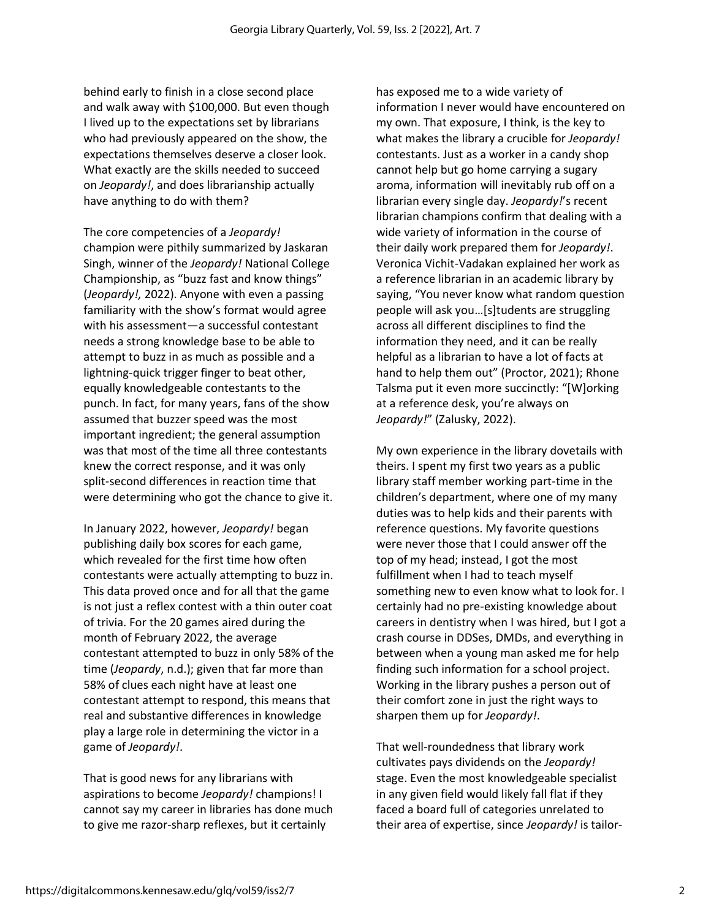behind early to finish in a close second place and walk away with $100,000. But even though I lived up to the expectations set by librarians who had previously appeared on the show, the expectations themselves deserve a closer look. What exactly are the skills needed to succeed on *Jeopardy!*, and does librarianship actually have anything to do with them?

The core competencies of a *Jeopardy!* champion were pithily summarized by Jaskaran Singh, winner of the *Jeopardy!* National College Championship, as "buzz fast and know things" (*Jeopardy!,* 2022). Anyone with even a passing familiarity with the show's format would agree with his assessment—a successful contestant needs a strong knowledge base to be able to attempt to buzz in as much as possible and a lightning-quick trigger finger to beat other, equally knowledgeable contestants to the punch. In fact, for many years, fans of the show assumed that buzzer speed was the most important ingredient; the general assumption was that most of the time all three contestants knew the correct response, and it was only split-second differences in reaction time that were determining who got the chance to give it.

In January 2022, however, *Jeopardy!* began publishing daily box scores for each game, which revealed for the first time how often contestants were actually attempting to buzz in. This data proved once and for all that the game is not just a reflex contest with a thin outer coat of trivia. For the 20 games aired during the month of February 2022, the average contestant attempted to buzz in only 58% of the time (*Jeopardy*, n.d.); given that far more than 58% of clues each night have at least one contestant attempt to respond, this means that real and substantive differences in knowledge play a large role in determining the victor in a game of *Jeopardy!*.

That is good news for any librarians with aspirations to become *Jeopardy!* champions! I cannot say my career in libraries has done much to give me razor-sharp reflexes, but it certainly has exposed me to a wide variety of information I never would have encountered on my own. That exposure, I think, is the key to what makes the library a crucible for *Jeopardy!* contestants. Just as a worker in a candy shop cannot help but go home carrying a sugary aroma, information will inevitably rub off on a librarian every single day. *Jeopardy!*'s recent librarian champions confirm that dealing with a wide variety of information in the course of their daily work prepared them for *Jeopardy!*. Veronica Vichit-Vadakan explained her work as a reference librarian in an academic library by saying, "You never know what random question people will ask you…[s]tudents are struggling across all different disciplines to find the information they need, and it can be really helpful as a librarian to have a lot of facts at hand to help them out" (Proctor, 2021); Rhone Talsma put it even more succinctly: "[W]orking at a reference desk, you're always on *Jeopardy!*" (Zalusky, 2022).

My own experience in the library dovetails with theirs. I spent my first two years as a public library staff member working part-time in the children's department, where one of my many duties was to help kids and their parents with reference questions. My favorite questions were never those that I could answer off the top of my head; instead, I got the most fulfillment when I had to teach myself something new to even know what to look for. I certainly had no pre-existing knowledge about careers in dentistry when I was hired, but I got a crash course in DDSes, DMDs, and everything in between when a young man asked me for help finding such information for a school project. Working in the library pushes a person out of their comfort zone in just the right ways to sharpen them up for *Jeopardy!*.

That well-roundedness that library work cultivates pays dividends on the *Jeopardy!* stage. Even the most knowledgeable specialist in any given field would likely fall flat if they faced a board full of categories unrelated to their area of expertise, since *Jeopardy!* is tailor-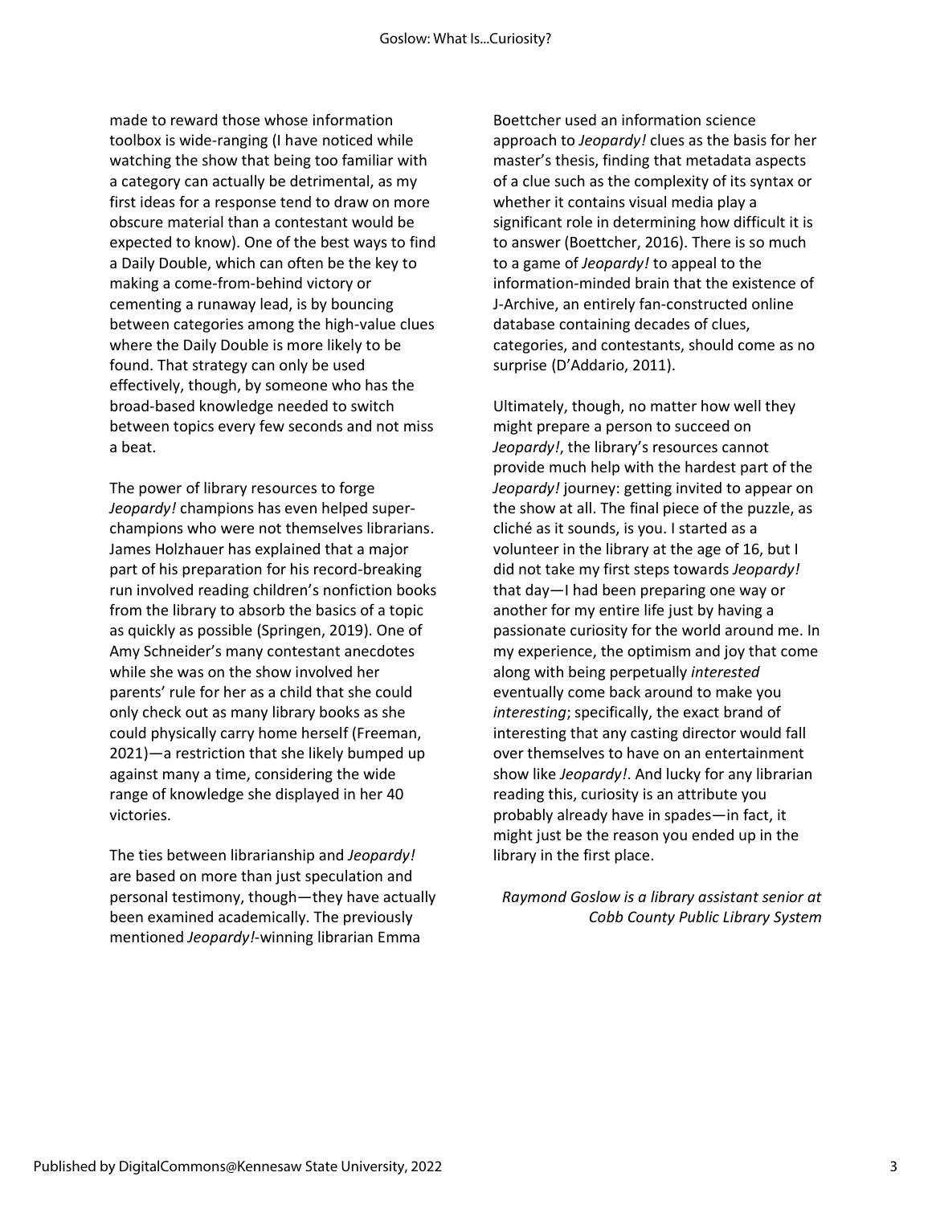made to reward those whose information toolbox is wide-ranging (I have noticed while watching the show that being too familiar with a category can actually be detrimental, as my first ideas for a response tend to draw on more obscure material than a contestant would be expected to know). One of the best ways to find a Daily Double, which can often be the key to making a come-from-behind victory or cementing a runaway lead, is by bouncing between categories among the high-value clues where the Daily Double is more likely to be found. That strategy can only be used effectively, though, by someone who has the broad-based knowledge needed to switch between topics every few seconds and not miss a beat.

The power of library resources to forge *Jeopardy!* champions has even helped super-champions who were not themselves librarians. James Holzhauer has explained that a major part of his preparation for his record-breaking run involved reading children's nonfiction books from the library to absorb the basics of a topic as quickly as possible (Springen, 2019). One of Amy Schneider's many contestant anecdotes while she was on the show involved her parents' rule for her as a child that she could only check out as many library books as she could physically carry home herself (Freeman, 2021)—a restriction that she likely bumped up against many a time, considering the wide range of knowledge she displayed in her 40 victories.

The ties between librarianship and *Jeopardy!* are based on more than just speculation and personal testimony, though—they have actually been examined academically. The previously mentioned *Jeopardy!*-winning librarian Emma Boettcher used an information science approach to *Jeopardy!* clues as the basis for her master's thesis, finding that metadata aspects of a clue such as the complexity of its syntax or whether it contains visual media play a significant role in determining how difficult it is to answer (Boettcher, 2016). There is so much to a game of *Jeopardy!* to appeal to the information-minded brain that the existence of J-Archive, an entirely fan-constructed online database containing decades of clues, categories, and contestants, should come as no surprise (D'Addario, 2011).

Ultimately, though, no matter how well they might prepare a person to succeed on *Jeopardy!*, the library's resources cannot provide much help with the hardest part of the *Jeopardy!* journey: getting invited to appear on the show at all. The final piece of the puzzle, as cliché as it sounds, is you. I started as a volunteer in the library at the age of 16, but I did not take my first steps towards *Jeopardy!* that day—I had been preparing one way or another for my entire life just by having a passionate curiosity for the world around me. In my experience, the optimism and joy that come along with being perpetually *interested* eventually come back around to make you *interesting*; specifically, the exact brand of interesting that any casting director would fall over themselves to have on an entertainment show like *Jeopardy!*. And lucky for any librarian reading this, curiosity is an attribute you probably already have in spades—in fact, it might just be the reason you ended up in the library in the first place.

*Raymond Goslow is a library assistant senior at Cobb County Public Library System*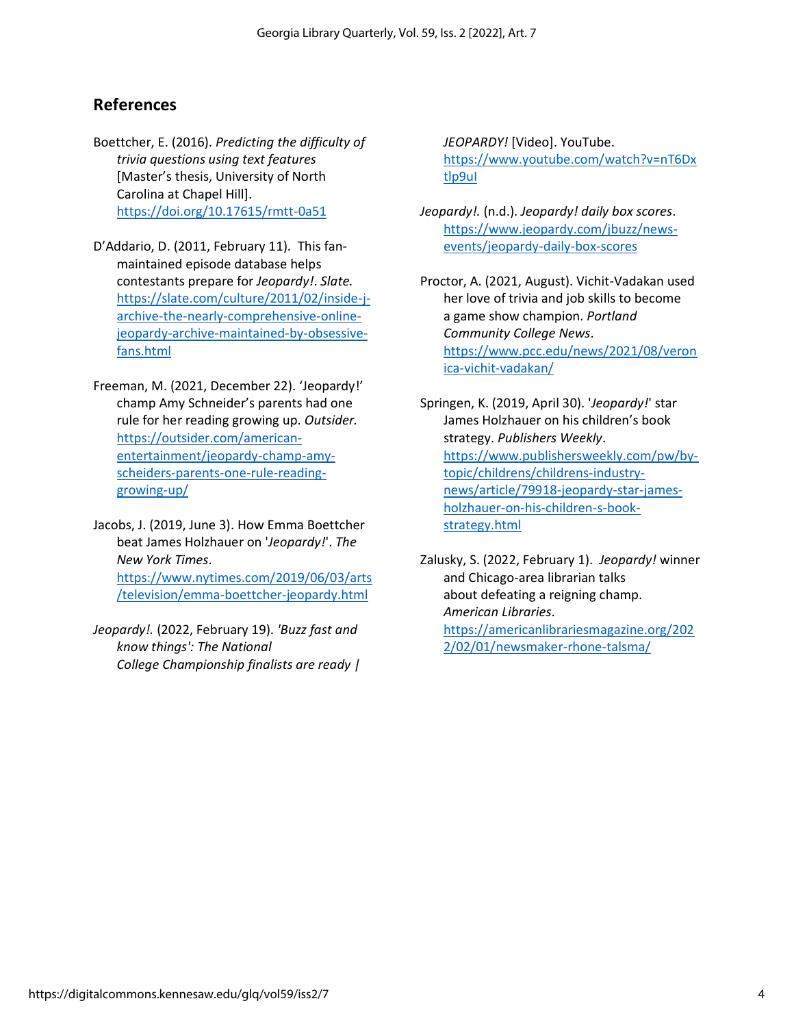## References

Boettcher, E. (2016). *Predicting the difficulty of trivia questions using text features* [Master's thesis, University of North Carolina at Chapel Hill]. https://doi.org/10.17615/rmtt-0a51

D'Addario, D. (2011, February 11). This fan-maintained episode database helps contestants prepare for *Jeopardy!*. *Slate.* https://slate.com/culture/2011/02/inside-j-archive-the-nearly-comprehensive-online-jeopardy-archive-maintained-by-obsessive-fans.html

Freeman, M. (2021, December 22). 'Jeopardy!' champ Amy Schneider's parents had one rule for her reading growing up. *Outsider.* https://outsider.com/american-entertainment/jeopardy-champ-amy-scheiders-parents-one-rule-reading-growing-up/

Jacobs, J. (2019, June 3). How Emma Boettcher beat James Holzhauer on '*Jeopardy!*'. *The New York Times*. https://www.nytimes.com/2019/06/03/arts/television/emma-boettcher-jeopardy.html

*Jeopardy!*. (2022, February 19). *'Buzz fast and know things': The National College Championship finalists are ready | JEOPARDY!* [Video]. YouTube. https://www.youtube.com/watch?v=nT6Dxtlp9uI

*Jeopardy!*. (n.d.). *Jeopardy! daily box scores*. https://www.jeopardy.com/jbuzz/news-events/jeopardy-daily-box-scores

Proctor, A. (2021, August). Vichit-Vadakan used her love of trivia and job skills to become a game show champion. *Portland Community College News*. https://www.pcc.edu/news/2021/08/veronica-vichit-vadakan/

Springen, K. (2019, April 30). '*Jeopardy!*' star James Holzhauer on his children's book strategy. *Publishers Weekly*. https://www.publishersweekly.com/pw/by-topic/childrens/childrens-industry-news/article/79918-jeopardy-star-james-holzhauer-on-his-children-s-book-strategy.html

Zalusky, S. (2022, February 1). *Jeopardy!* winner and Chicago-area librarian talks about defeating a reigning champ. *American Libraries*. https://americanlibrariesmagazine.org/2022/02/01/newsmaker-rhone-talsma/